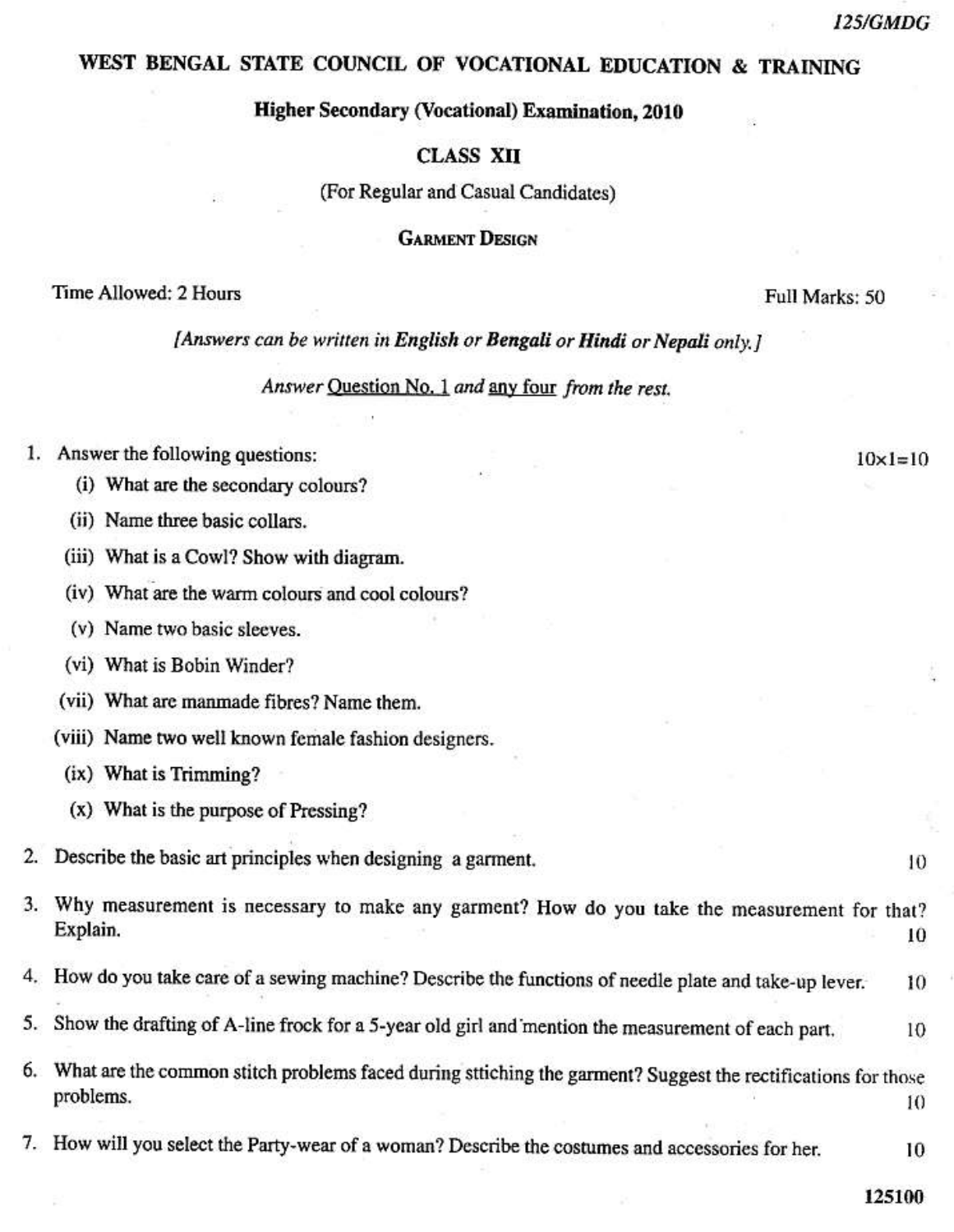125/GMDG

# WEST BENGAL STATE COUNCIL OF VOCATIONAL EDUCATION & TRAINING

## Higher Secondary (Vocational) Examination, 2010

## CLASS XII

(For Regular and Casual Candidates)

## Garment Design

Time Allowed: 2 Hours | Full Marks: 50

*[Answers can be written in **English** or **Bengali** or **Hindi** or **Nepali** only.]*

*Answer Question No. 1 and any four from the rest.*

1. Answer the following questions: $10 \times 1 = 10$
   - (i) What are the secondary colours?
   - (ii) Name three basic collars.
   - (iii) What is a Cowl? Show with diagram.
   - (iv) What are the warm colours and cool colours?
   - (v) Name two basic sleeves.
   - (vi) What is Bobin Winder?
   - (vii) What are manmade fibres? Name them.
   - (viii) Name two well known female fashion designers.
   - (ix) What is Trimming?
   - (x) What is the purpose of Pressing?

2. Describe the basic art principles when designing a garment. 10

3. Why measurement is necessary to make any garment? How do you take the measurement for that? Explain. 10

4. How do you take care of a sewing machine? Describe the functions of needle plate and take-up lever. 10

5. Show the drafting of A-line frock for a 5-year old girl and mention the measurement of each part. 10

6. What are the common stitch problems faced during sttiching the garment? Suggest the rectifications for those problems. 10

7. How will you select the Party-wear of a woman? Describe the costumes and accessories for her. 10

125100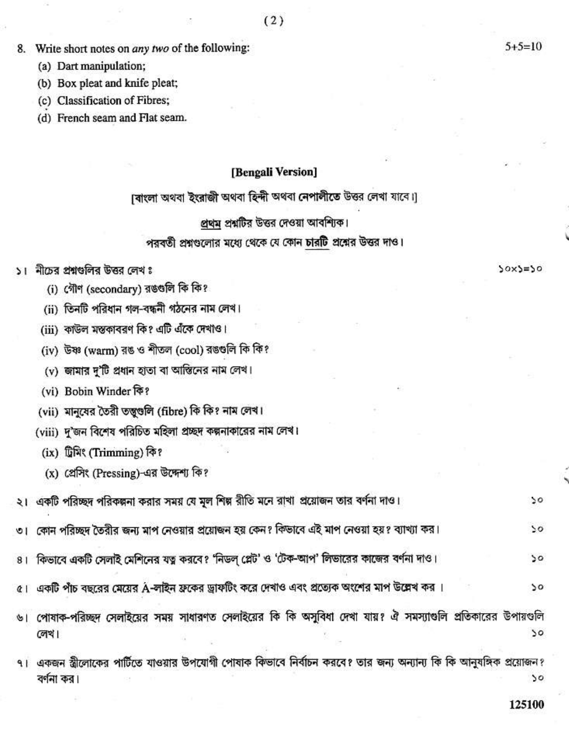8. Write short notes on *any two* of the following: 5+5=10

   (a) Dart manipulation;

   (b) Box pleat and knife pleat;

   (c) Classification of Fibres;

   (d) French seam and Flat seam.

## [Bengali Version]

[বাংলা অথবা ইংরাজী অথবা হিন্দী অথবা নেপালীতে উত্তর লেখা যাবে।]

প্রথম প্রশ্নটির উত্তর দেওয়া আবশ্যিক।

পরবর্তী প্রশ্নগুলোর মধ্যে থেকে যে কোন **চারটি** প্রশ্নের উত্তর দাও।

১। নীচের প্রশ্নগুলির উত্তর লেখ : ১০×১=১০

   (i) গৌণ (secondary) রঙগুলি কি কি?

   (ii) তিনটি পরিধান গল-বন্ধনী গঠনের নাম লেখ।

   (iii) কাউল মস্তকাবরণ কি? এটি এঁকে দেখাও।

   (iv) উষ্ণ (warm) রঙ ও শীতল (cool) রঙগুলি কি কি?

   (v) জামার দু'টি প্রধান হাতা বা আস্তিনের নাম লেখ।

   (vi) Bobin Winder কি?

   (vii) মানুষের তৈরী তন্তুগুলি (fibre) কি কি? নাম লেখ।

   (viii) দু'জন বিশেষ পরিচিত মহিলা প্রচ্ছদ কল্পনাকারের নাম লেখ।

   (ix) ট্রিমিং (Trimming) কি?

   (x) প্রেসিং (Pressing)-এর উদ্দেশ্য কি?

২। একটি পরিচ্ছদ পরিকল্পনা করার সময় যে মূল শিল্প রীতি মনে রাখা প্রয়োজন তার বর্ণনা দাও। ১০

৩। কোন পরিচ্ছদ তৈরীর জন্য মাপ নেওয়ার প্রয়োজন হয় কেন? কিভাবে এই মাপ নেওয়া হয়? ব্যাখ্যা কর। ১০

৪। কিভাবে একটি সেলাই মেশিনের যত্ন করবে? 'নিডল্ প্লেট' ও 'টেক-আপ' লিভারের কাজের বর্ণনা দাও। ১০

৫। একটি পাঁচ বছরের মেয়ের A-লাইন ফ্রকের ড্রাফটিং করে দেখাও এবং প্রত্যেক অংশের মাপ উল্লেখ কর। ১০

৬। পোষাক-পরিচ্ছদ সেলাইয়ের সময় সাধারণত সেলাইয়ের কি কি অসুবিধা দেখা যায়? ঐ সমস্যাগুলি প্রতিকারের উপায়গুলি লেখ। ১০

৭। একজন স্ত্রীলোকের পার্টিতে যাওয়ার উপযোগী পোষাক কিভাবে নির্বাচন করবে? তার জন্য অন্যান্য কি কি আনুষঙ্গিক প্রয়োজন? বর্ণনা কর। ১০

125100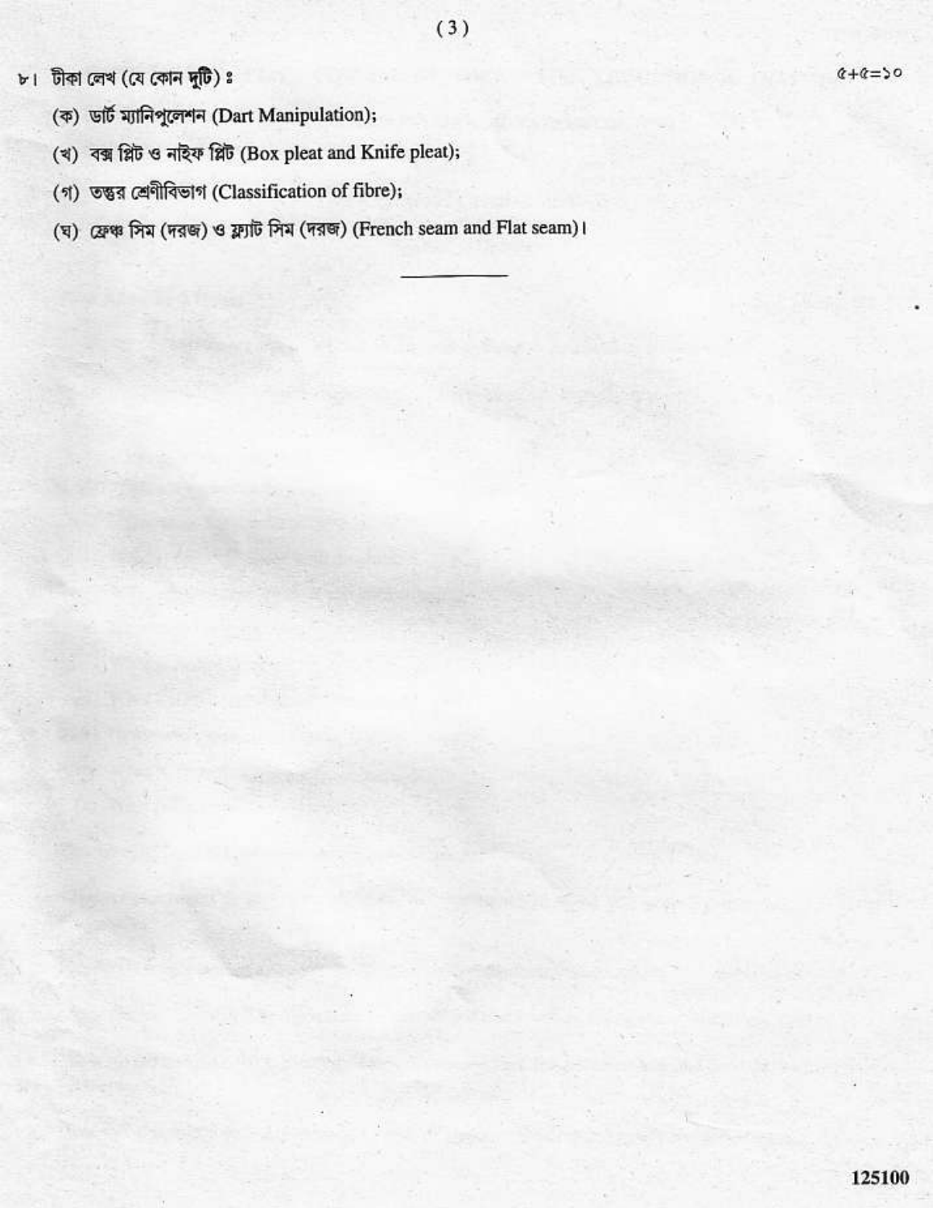৮। টীকা লেখ (যে কোন দুটি) ঃ $৫+৫=১০$

(ক) ডার্ট ম্যানিপুলেশন (Dart Manipulation);

(খ) বক্স প্লিট ও নাইফ প্লিট (Box pleat and Knife pleat);

(গ) তন্তুর শ্রেণীবিভাগ (Classification of fibre);

(ঘ) ফ্রেঞ্চ সিম (দরজ) ও ফ্ল্যাট সিম (দরজ) (French seam and Flat seam)।

---

125100